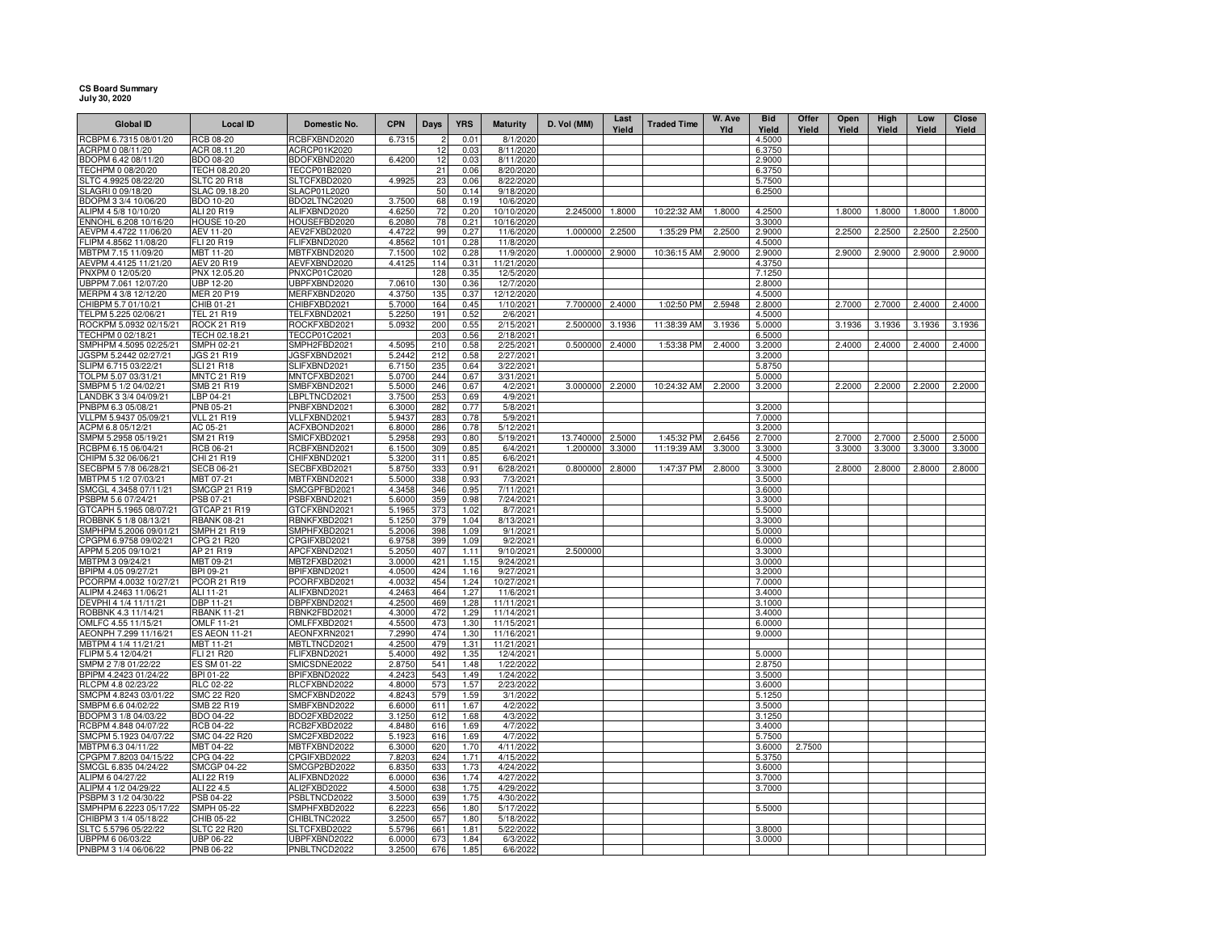**CS Board Summary**
**July 30, 2020**

| Global ID | Local ID | Domestic No. | CPN | Days | YRS | Maturity | D. Vol (MM) | Last Yield | Traded Time | W. Ave Yld | Bid Yield | Offer Yield | Open Yield | High Yield | Low Yield | Close Yield |
|---|---|---|---|---|---|---|---|---|---|---|---|---|---|---|---|---|
| RCBPM 6.7315 08/01/20 | RCB 08-20 | RCBFXBND2020 | 6.7315 | 2 | 0.01 | 8/1/2020 | | | | | 4.5000 | | | | | |
| ACRPM 0 08/11/20 | ACR 08.11.20 | ACRCP01K2020 | | 12 | 0.03 | 8/11/2020 | | | | | 6.3750 | | | | | |
| BDOPM 6.42 08/11/20 | BDO 08-20 | BDOFXBND2020 | 6.4200 | 12 | 0.03 | 8/11/2020 | | | | | 2.9000 | | | | | |
| TECHPM 0 08/20/20 | TECH 08.20.20 | TECCP01B2020 | | 21 | 0.06 | 8/20/2020 | | | | | 6.3750 | | | | | |
| SLTC 4.9925 08/22/20 | SLTC 20 R18 | SLTCFXBD2020 | 4.9925 | 23 | 0.06 | 8/22/2020 | | | | | 5.7500 | | | | | |
| SLAGRI 0 09/18/20 | SLAC 09.18.20 | SLACP01L2020 | | 50 | 0.14 | 9/18/2020 | | | | | 6.2500 | | | | | |
| BDOPM 3 3/4 10/06/20 | BDO 10-20 | BDO2LTNC2020 | 3.7500 | 68 | 0.19 | 10/6/2020 | | | | | | | | | | |
| ALIPM 4 5/8 10/10/20 | ALI 20 R19 | ALIFXBND2020 | 4.6250 | 72 | 0.20 | 10/10/2020 | 2.245000 | 1.8000 | 10:22:32 AM | 1.8000 | 4.2500 | | 1.8000 | 1.8000 | 1.8000 | 1.8000 |
| ENNOHL 6.208 10/16/20 | HOUSE 10-20 | HOUSEFBD2020 | 6.2080 | 78 | 0.21 | 10/16/2020 | | | | | 3.3000 | | | | | |
| AEVPM 4.4722 11/06/20 | AEV 11-20 | AEV2FXBD2020 | 4.4722 | 99 | 0.27 | 11/6/2020 | 1.000000 | 2.2500 | 1:35:29 PM | 2.2500 | 2.9000 | | 2.2500 | 2.2500 | 2.2500 | 2.2500 |
| FLIPM 4.8562 11/08/20 | FLI 20 R19 | FLIFXBND2020 | 4.8562 | 101 | 0.28 | 11/8/2020 | | | | | 4.5000 | | | | | |
| MBTPM 7.15 11/09/20 | MBT 11-20 | MBTFXBND2020 | 7.1500 | 102 | 0.28 | 11/9/2020 | 1.000000 | 2.9000 | 10:36:15 AM | 2.9000 | 2.9000 | | 2.9000 | 2.9000 | 2.9000 | 2.9000 |
| AEVPM 4.4125 11/21/20 | AEV 20 R19 | AEVFXBND2020 | 4.4125 | 114 | 0.31 | 11/21/2020 | | | | | 4.3750 | | | | | |
| PNXPM 0 12/05/20 | PNX 12.05.20 | PNXCP01C2020 | | 128 | 0.35 | 12/5/2020 | | | | | 7.1250 | | | | | |
| UBPPM 7.061 12/07/20 | UBP 12-20 | UBPFXBND2020 | 7.0610 | 130 | 0.36 | 12/7/2020 | | | | | 2.8000 | | | | | |
| MERPM 4 3/8 12/12/20 | MER 20 P19 | MERFXBND2020 | 4.3750 | 135 | 0.37 | 12/12/2020 | | | | | 4.5000 | | | | | |
| CHIBPM 5.7 01/10/21 | CHIB 01-21 | CHIBFXBD2021 | 5.7000 | 164 | 0.45 | 1/10/2021 | 7.700000 | 2.4000 | 1:02:50 PM | 2.5948 | 2.8000 | | 2.7000 | 2.7000 | 2.4000 | 2.4000 |
| TELPM 5.225 02/06/21 | TEL 21 R19 | TELFXBND2021 | 5.2250 | 191 | 0.52 | 2/6/2021 | | | | | 4.5000 | | | | | |
| ROCKPM 5.0932 02/15/21 | ROCK 21 R19 | ROCKFXBD2021 | 5.0932 | 200 | 0.55 | 2/15/2021 | 2.500000 | 3.1936 | 11:38:39 AM | 3.1936 | 5.0000 | | 3.1936 | 3.1936 | 3.1936 | 3.1936 |
| TECHPM 0 02/18/21 | TECH 02.18.21 | TECCP01C2021 | | 203 | 0.56 | 2/18/2021 | | | | | 6.5000 | | | | | |
| SMPHPM 4.5095 02/25/21 | SMPH 02-21 | SMPH2FBD2021 | 4.5095 | 210 | 0.58 | 2/25/2021 | 0.500000 | 2.4000 | 1:53:38 PM | 2.4000 | 3.2000 | | 2.4000 | 2.4000 | 2.4000 | 2.4000 |
| JGSPM 5.2442 02/27/21 | JGS 21 R19 | JGSFXBND2021 | 5.2442 | 212 | 0.58 | 2/27/2021 | | | | | 3.2000 | | | | | |
| SLIPM 6.715 03/22/21 | SLI 21 R18 | SLIFXBND2021 | 6.7150 | 235 | 0.64 | 3/22/2021 | | | | | 5.8750 | | | | | |
| TOLPM 5.07 03/31/21 | MNTC 21 R19 | MNTCFXBD2021 | 5.0700 | 244 | 0.67 | 3/31/2021 | | | | | 5.0000 | | | | | |
| SMBPM 5 1/2 04/02/21 | SMB 21 R19 | SMBFXBND2021 | 5.5000 | 246 | 0.67 | 4/2/2021 | 3.000000 | 2.2000 | 10:24:32 AM | 2.2000 | 3.2000 | | 2.2000 | 2.2000 | 2.2000 | 2.2000 |
| LANDBK 3 3/4 04/09/21 | LBP 04-21 | LBPLTNCD2021 | 3.7500 | 253 | 0.69 | 4/9/2021 | | | | | | | | | | |
| PNBPM 6.3 05/08/21 | PNB 05-21 | PNBFXBND2021 | 6.3000 | 282 | 0.77 | 5/8/2021 | | | | | 3.2000 | | | | | |
| VLLPM 5.9437 05/09/21 | VLL 21 R19 | VLLFXBND2021 | 5.9437 | 283 | 0.78 | 5/9/2021 | | | | | 7.0000 | | | | | |
| ACPM 6.8 05/12/21 | AC 05-21 | ACFXBOND2021 | 6.8000 | 286 | 0.78 | 5/12/2021 | | | | | 3.2000 | | | | | |
| SMPM 5.2958 05/19/21 | SM 21 R19 | SMICFXBD2021 | 5.2958 | 293 | 0.80 | 5/19/2021 | 13.740000 | 2.5000 | 1:45:32 PM | 2.6456 | 2.7000 | | 2.7000 | 2.7000 | 2.5000 | 2.5000 |
| RCBPM 6.15 06/04/21 | RCB 06-21 | RCBFXBND2021 | 6.1500 | 309 | 0.85 | 6/4/2021 | 1.200000 | 3.3000 | 11:19:39 AM | 3.3000 | 3.3000 | | 3.3000 | 3.3000 | 3.3000 | 3.3000 |
| CHIPM 5.32 06/06/21 | CHI 21 R19 | CHIFXBND2021 | 5.3200 | 311 | 0.85 | 6/6/2021 | | | | | 4.5000 | | | | | |
| SECBPM 5 7/8 06/28/21 | SECB 06-21 | SECBFXBD2021 | 5.8750 | 333 | 0.91 | 6/28/2021 | 0.800000 | 2.8000 | 1:47:37 PM | 2.8000 | 3.3000 | | 2.8000 | 2.8000 | 2.8000 | 2.8000 |
| MBTPM 5 1/2 07/03/21 | MBT 07-21 | MBTFXBND2021 | 5.5000 | 338 | 0.93 | 7/3/2021 | | | | | 3.5000 | | | | | |
| SMCGL 4.3458 07/11/21 | SMCGP 21 R19 | SMCGPFBD2021 | 4.3458 | 346 | 0.95 | 7/11/2021 | | | | | 3.6000 | | | | | |
| PSBPM 5.6 07/24/21 | PSB 07-21 | PSBFXBND2021 | 5.6000 | 359 | 0.98 | 7/24/2021 | | | | | 3.3000 | | | | | |
| GTCAPH 5.1965 08/07/21 | GTCAP 21 R19 | GTCFXBND2021 | 5.1965 | 373 | 1.02 | 8/7/2021 | | | | | 5.5000 | | | | | |
| ROBBNK 5 1/8 08/13/21 | RBANK 08-21 | RBNKFXBD2021 | 5.1250 | 379 | 1.04 | 8/13/2021 | | | | | 3.3000 | | | | | |
| SMPHPM 5.2006 09/01/21 | SMPH 21 R19 | SMPHFXBD2021 | 5.2006 | 398 | 1.09 | 9/1/2021 | | | | | 5.0000 | | | | | |
| CPGPM 6.9758 09/02/21 | CPG 21 R20 | CPGIFXBD2021 | 6.9758 | 399 | 1.09 | 9/2/2021 | | | | | 6.0000 | | | | | |
| APPM 5.205 09/10/21 | AP 21 R19 | APCFXBND2021 | 5.2050 | 407 | 1.11 | 9/10/2021 | 2.500000 | | | | 3.3000 | | | | | |
| MBTPM 3 09/24/21 | MBT 09-21 | MBT2FXBD2021 | 3.0000 | 421 | 1.15 | 9/24/2021 | | | | | 3.0000 | | | | | |
| BPIPM 4.05 09/27/21 | BPI 09-21 | BPIFXBND2021 | 4.0500 | 424 | 1.16 | 9/27/2021 | | | | | 3.2000 | | | | | |
| PCORPM 4.0032 10/27/21 | PCOR 21 R19 | PCORFXBD2021 | 4.0032 | 454 | 1.24 | 10/27/2021 | | | | | 7.0000 | | | | | |
| ALIPM 4.2463 11/06/21 | ALI 11-21 | ALIFXBND2021 | 4.2463 | 464 | 1.27 | 11/6/2021 | | | | | 3.4000 | | | | | |
| DEVPHI 4 1/4 11/11/21 | DBP 11-21 | DBPFXBND2021 | 4.2500 | 469 | 1.28 | 11/11/2021 | | | | | 3.1000 | | | | | |
| ROBBNK 4.3 11/14/21 | RBANK 11-21 | RBNK2FBD2021 | 4.3000 | 472 | 1.29 | 11/14/2021 | | | | | 3.4000 | | | | | |
| OMLFC 4.55 11/15/21 | OMLF 11-21 | OMLFFXBD2021 | 4.5500 | 473 | 1.30 | 11/15/2021 | | | | | 6.0000 | | | | | |
| AEONPH 7.299 11/16/21 | ES AEON 11-21 | AEONFXRN2021 | 7.2990 | 474 | 1.30 | 11/16/2021 | | | | | 9.0000 | | | | | |
| MBTPM 4 1/4 11/21/21 | MBT 11-21 | MBTLTNCD2021 | 4.2500 | 479 | 1.31 | 11/21/2021 | | | | | | | | | | |
| FLIPM 5.4 12/04/21 | FLI 21 R20 | FLIFXBND2021 | 5.4000 | 492 | 1.35 | 12/4/2021 | | | | | 5.0000 | | | | | |
| SMPM 2 7/8 01/22/22 | ES SM 01-22 | SMICSDNE2022 | 2.8750 | 541 | 1.48 | 1/22/2022 | | | | | 2.8750 | | | | | |
| BPIPM 4.2423 01/24/22 | BPI 01-22 | BPIFXBND2022 | 4.2423 | 543 | 1.49 | 1/24/2022 | | | | | 3.5000 | | | | | |
| RLCPM 4.8 02/23/22 | RLC 02-22 | RLCFXBND2022 | 4.8000 | 573 | 1.57 | 2/23/2022 | | | | | 3.6000 | | | | | |
| SMCPM 4.8243 03/01/22 | SMC 22 R20 | SMCFXBND2022 | 4.8243 | 579 | 1.59 | 3/1/2022 | | | | | 5.1250 | | | | | |
| SMBPM 6.6 04/02/22 | SMB 22 R19 | SMBFXBND2022 | 6.6000 | 611 | 1.67 | 4/2/2022 | | | | | 3.5000 | | | | | |
| BDOPM 3 1/8 04/03/22 | BDO 04-22 | BDO2FXBD2022 | 3.1250 | 612 | 1.68 | 4/3/2022 | | | | | 3.1250 | | | | | |
| RCBPM 4.848 04/07/22 | RCB 04-22 | RCB2FXBD2022 | 4.8480 | 616 | 1.69 | 4/7/2022 | | | | | 3.4000 | | | | | |
| SMCPM 5.1923 04/07/22 | SMC 04-22 R20 | SMC2FXBD2022 | 5.1923 | 616 | 1.69 | 4/7/2022 | | | | | 5.7500 | | | | | |
| MBTPM 6.3 04/11/22 | MBT 04-22 | MBTFXBND2022 | 6.3000 | 620 | 1.70 | 4/11/2022 | | | | | 3.6000 | 2.7500 | | | | |
| CPGPM 7.8203 04/15/22 | CPG 04-22 | CPGIFXBD2022 | 7.8203 | 624 | 1.71 | 4/15/2022 | | | | | 5.3750 | | | | | |
| SMCGL 6.835 04/24/22 | SMCGP 04-22 | SMCGP2BD2022 | 6.8350 | 633 | 1.73 | 4/24/2022 | | | | | 3.6000 | | | | | |
| ALIPM 6 04/27/22 | ALI 22 R19 | ALIFXBND2022 | 6.0000 | 636 | 1.74 | 4/27/2022 | | | | | 3.7000 | | | | | |
| ALIPM 4 1/2 04/29/22 | ALI 22 4.5 | ALI2FXBD2022 | 4.5000 | 638 | 1.75 | 4/29/2022 | | | | | 3.7000 | | | | | |
| PSBPM 3 1/2 04/30/22 | PSB 04-22 | PSBLTNCD2022 | 3.5000 | 639 | 1.75 | 4/30/2022 | | | | | | | | | | |
| SMPHPM 6.2223 05/17/22 | SMPH 05-22 | SMPHFXBD2022 | 6.2223 | 656 | 1.80 | 5/17/2022 | | | | | 5.5000 | | | | | |
| CHIBPM 3 1/4 05/18/22 | CHIB 05-22 | CHIBLTNC2022 | 3.2500 | 657 | 1.80 | 5/18/2022 | | | | | | | | | | |
| SLTC 5.5796 05/22/22 | SLTC 22 R20 | SLTCFXBD2022 | 5.5796 | 661 | 1.81 | 5/22/2022 | | | | | 3.8000 | | | | | |
| UBPPM 6 06/03/22 | UBP 06-22 | UBPFXBND2022 | 6.0000 | 673 | 1.84 | 6/3/2022 | | | | | 3.0000 | | | | | |
| PNBPM 3 1/4 06/06/22 | PNB 06-22 | PNBLTNCD2022 | 3.2500 | 676 | 1.85 | 6/6/2022 | | | | | | | | | | |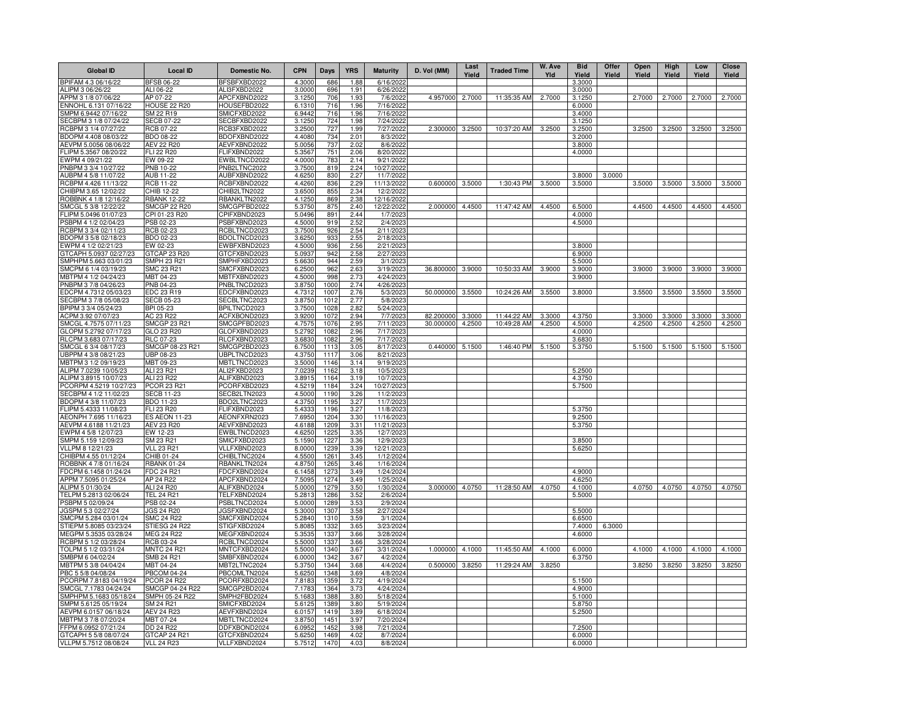| Global ID | Local ID | Domestic No. | CPN | Days | YRS | Maturity | D. Vol (MM) | Last Yield | Traded Time | W. Ave Yld | Bid Yield | Offer Yield | Open Yield | High Yield | Low Yield | Close Yield |
|---|---|---|---|---|---|---|---|---|---|---|---|---|---|---|---|---|
| BPIFAM 4.3 06/16/22 | BFSB 06-22 | BFSBFXBD2022 | 4.3000 | 686 | 1.88 | 6/16/2022 | | | | | 3.3000 | | | | | |
| ALIPM 3 06/26/22 | ALI 06-22 | ALI3FXBD2022 | 3.0000 | 696 | 1.91 | 6/26/2022 | | | | | 3.0000 | | | | | |
| APPM 3 1/8 07/06/22 | AP 07-22 | APCFXBND2022 | 3.1250 | 706 | 1.93 | 7/6/2022 | 4.957000 | 2.7000 | 11:35:35 AM | 2.7000 | 3.1250 | | 2.7000 | 2.7000 | 2.7000 | 2.7000 |
| ENNOHL 6.131 07/16/22 | HOUSE 22 R20 | HOUSEFBD2022 | 6.1310 | 716 | 1.96 | 7/16/2022 | | | | | 6.0000 | | | | | |
| SMPM 6.9442 07/16/22 | SM 22 R19 | SMICFXBD2022 | 6.9442 | 716 | 1.96 | 7/16/2022 | | | | | 3.4000 | | | | | |
| SECBPM 3 1/8 07/24/22 | SECB 07-22 | SECBFXBD2022 | 3.1250 | 724 | 1.98 | 7/24/2022 | | | | | 3.1250 | | | | | |
| RCBPM 3 1/4 07/27/22 | RCB 07-22 | RCB3FXBD2022 | 3.2500 | 727 | 1.99 | 7/27/2022 | 2.300000 | 3.2500 | 10:37:20 AM | 3.2500 | 3.2500 | | 3.2500 | 3.2500 | 3.2500 | 3.2500 |
| BDOPM 4.408 08/03/22 | BDO 08-22 | BDOFXBND2022 | 4.4080 | 734 | 2.01 | 8/3/2022 | | | | | 3.2000 | | | | | |
| AEVPM 5.0056 08/06/22 | AEV 22 R20 | AEVFXBND2022 | 5.0056 | 737 | 2.02 | 8/6/2022 | | | | | 3.8000 | | | | | |
| FLIPM 5.3567 08/20/22 | FLI 22 R20 | FLIFXBND2022 | 5.3567 | 751 | 2.06 | 8/20/2022 | | | | | 4.0000 | | | | | |
| EWPM 4 09/21/22 | EW 09-22 | EWBLTNCD2022 | 4.0000 | 783 | 2.14 | 9/21/2022 | | | | | | | | | | |
| PNBPM 3 3/4 10/27/22 | PNB 10-22 | PNB2LTNC2022 | 3.7500 | 819 | 2.24 | 10/27/2022 | | | | | | | | | | |
| AUBPM 4 5/8 11/07/22 | AUB 11-22 | AUBFXBND2022 | 4.6250 | 830 | 2.27 | 11/7/2022 | | | | | 3.8000 | 3.0000 | | | | |
| RCBPM 4.426 11/13/22 | RCB 11-22 | RCBFXBND2022 | 4.4260 | 836 | 2.29 | 11/13/2022 | 0.600000 | 3.5000 | 1:30:43 PM | 3.5000 | 3.5000 | | 3.5000 | 3.5000 | 3.5000 | 3.5000 |
| CHIBPM 3.65 12/02/22 | CHIB 12-22 | CHIB2LTN2022 | 3.6500 | 855 | 2.34 | 12/2/2022 | | | | | | | | | | |
| ROBBNK 4 1/8 12/16/22 | RBANK 12-22 | RBANKLTN2022 | 4.1250 | 869 | 2.38 | 12/16/2022 | | | | | | | | | | |
| SMCGL 5 3/8 12/22/22 | SMCGP 22 R20 | SMCGPFBD2022 | 5.3750 | 875 | 2.40 | 12/22/2022 | 2.000000 | 4.4500 | 11:47:42 AM | 4.4500 | 6.5000 | | 4.4500 | 4.4500 | 4.4500 | 4.4500 |
| FLIPM 5.0496 01/07/23 | CPI 01-23 R20 | CPIFXBND2023 | 5.0496 | 891 | 2.44 | 1/7/2023 | | | | | 4.0000 | | | | | |
| PSBPM 4 1/2 02/04/23 | PSB 02-23 | PSBFXBND2023 | 4.5000 | 919 | 2.52 | 2/4/2023 | | | | | 4.5000 | | | | | |
| RCBPM 3 3/4 02/11/23 | RCB 02-23 | RCBLTNCD2023 | 3.7500 | 926 | 2.54 | 2/11/2023 | | | | | | | | | | |
| BDOPM 3 5/8 02/18/23 | BDO 02-23 | BDOLTNCD2023 | 3.6250 | 933 | 2.55 | 2/18/2023 | | | | | | | | | | |
| EWPM 4 1/2 02/21/23 | EW 02-23 | EWBFXBND2023 | 4.5000 | 936 | 2.56 | 2/21/2023 | | | | | 3.8000 | | | | | |
| GTCAPH 5.0937 02/27/23 | GTCAP 23 R20 | GTCFXBND2023 | 5.0937 | 942 | 2.58 | 2/27/2023 | | | | | 6.9000 | | | | | |
| SMPHPM 5.663 03/01/23 | SMPH 23 R21 | SMPHFXBD2023 | 5.6630 | 944 | 2.59 | 3/1/2023 | | | | | 5.5000 | | | | | |
| SMCPM 6 1/4 03/19/23 | SMC 23 R21 | SMCFXBND2023 | 6.2500 | 962 | 2.63 | 3/19/2023 | 36.800000 | 3.9000 | 10:50:33 AM | 3.9000 | 3.9000 | | 3.9000 | 3.9000 | 3.9000 | 3.9000 |
| MBTPM 4 1/2 04/24/23 | MBT 04-23 | MBTFXBND2023 | 4.5000 | 998 | 2.73 | 4/24/2023 | | | | | 3.9000 | | | | | |
| PNBPM 3 7/8 04/26/23 | PNB 04-23 | PNBLTNCD2023 | 3.8750 | 1000 | 2.74 | 4/26/2023 | | | | | | | | | | |
| EDCPM 4.7312 05/03/23 | EDC 23 R19 | EDCFXBND2023 | 4.7312 | 1007 | 2.76 | 5/3/2023 | 50.000000 | 3.5500 | 10:24:26 AM | 3.5500 | 3.8000 | | 3.5500 | 3.5500 | 3.5500 | 3.5500 |
| SECBPM 3 7/8 05/08/23 | SECB 05-23 | SECBLTNC2023 | 3.8750 | 1012 | 2.77 | 5/8/2023 | | | | | | | | | | |
| BPIPM 3 3/4 05/24/23 | BPI 05-23 | BPILTNCD2023 | 3.7500 | 1028 | 2.82 | 5/24/2023 | | | | | | | | | | |
| ACPM 3.92 07/07/23 | AC 23 R22 | ACFXBOND2023 | 3.9200 | 1072 | 2.94 | 7/7/2023 | 82.200000 | 3.3000 | 11:44:22 AM | 3.3000 | 4.3750 | | 3.3000 | 3.3000 | 3.3000 | 3.3000 |
| SMCGL 4.7575 07/11/23 | SMCGP 23 R21 | SMCGPFBD2023 | 4.7575 | 1076 | 2.95 | 7/11/2023 | 30.000000 | 4.2500 | 10:49:28 AM | 4.2500 | 4.5000 | | 4.2500 | 4.2500 | 4.2500 | 4.2500 |
| GLOPM 5.2792 07/17/23 | GLO 23 R20 | GLOFXBND2023 | 5.2792 | 1082 | 2.96 | 7/17/2023 | | | | | 4.0000 | | | | | |
| RLCPM 3.683 07/17/23 | RLC 07-23 | RLCFXBND2023 | 3.6830 | 1082 | 2.96 | 7/17/2023 | | | | | 3.6830 | | | | | |
| SMCGL 6 3/4 08/17/23 | SMCGP 08-23 R21 | SMCGP2BD2023 | 6.7500 | 1113 | 3.05 | 8/17/2023 | 0.440000 | 5.1500 | 1:46:40 PM | 5.1500 | 5.3750 | | 5.1500 | 5.1500 | 5.1500 | 5.1500 |
| UBPPM 4 3/8 08/21/23 | UBP 08-23 | UBPLTNCD2023 | 4.3750 | 1117 | 3.06 | 8/21/2023 | | | | | | | | | | |
| MBTPM 3 1/2 09/19/23 | MBT 09-23 | MBTLTNCD2023 | 3.5000 | 1146 | 3.14 | 9/19/2023 | | | | | | | | | | |
| ALIPM 7.0239 10/05/23 | ALI 23 R21 | ALI2FXBD2023 | 7.0239 | 1162 | 3.18 | 10/5/2023 | | | | | 5.2500 | | | | | |
| ALIPM 3.8915 10/07/23 | ALI 23 R22 | ALIFXBND2023 | 3.8915 | 1164 | 3.19 | 10/7/2023 | | | | | 4.3750 | | | | | |
| PCORPM 4.5219 10/27/23 | PCOR 23 R21 | PCORFXBD2023 | 4.5219 | 1184 | 3.24 | 10/27/2023 | | | | | 5.7500 | | | | | |
| SECBPM 4 1/2 11/02/23 | SECB 11-23 | SECB2LTN2023 | 4.5000 | 1190 | 3.26 | 11/2/2023 | | | | | | | | | | |
| BDOPM 4 3/8 11/07/23 | BDO 11-23 | BDO2LTNC2023 | 4.3750 | 1195 | 3.27 | 11/7/2023 | | | | | | | | | | |
| FLIPM 5.4333 11/08/23 | FLI 23 R20 | FLIFXBND2023 | 5.4333 | 1196 | 3.27 | 11/8/2023 | | | | | 5.3750 | | | | | |
| AEONPH 7.695 11/16/23 | ES AEON 11-23 | AEONFXRN2023 | 7.6950 | 1204 | 3.30 | 11/16/2023 | | | | | 9.2500 | | | | | |
| AEVPM 4.6188 11/21/23 | AEV 23 R20 | AEVFXBND2023 | 4.6188 | 1209 | 3.31 | 11/21/2023 | | | | | 5.3750 | | | | | |
| EWPM 4 5/8 12/07/23 | EW 12-23 | EWBLTNCD2023 | 4.6250 | 1225 | 3.35 | 12/7/2023 | | | | | | | | | | |
| SMPM 5.159 12/09/23 | SM 23 R21 | SMICFXBD2023 | 5.1590 | 1227 | 3.36 | 12/9/2023 | | | | | 3.8500 | | | | | |
| VLLPM 8 12/21/23 | VLL 23 R21 | VLLFXBND2023 | 8.0000 | 1239 | 3.39 | 12/21/2023 | | | | | 5.6250 | | | | | |
| CHIBPM 4.55 01/12/24 | CHIB 01-24 | CHIBLTNC2024 | 4.5500 | 1261 | 3.45 | 1/12/2024 | | | | | | | | | | |
| ROBBNK 4 7/8 01/16/24 | RBANK 01-24 | RBANKLTN2024 | 4.8750 | 1265 | 3.46 | 1/16/2024 | | | | | | | | | | |
| FDCPM 6.1458 01/24/24 | FDC 24 R21 | FDCFXBND2024 | 6.1458 | 1273 | 3.49 | 1/24/2024 | | | | | 4.9000 | | | | | |
| APPM 7.5095 01/25/24 | AP 24 R22 | APCFXBND2024 | 7.5095 | 1274 | 3.49 | 1/25/2024 | | | | | 4.6250 | | | | | |
| ALIPM 5 01/30/24 | ALI 24 R20 | ALIFXBND2024 | 5.0000 | 1279 | 3.50 | 1/30/2024 | 3.000000 | 4.0750 | 11:28:50 AM | 4.0750 | 4.1000 | | 4.0750 | 4.0750 | 4.0750 | 4.0750 |
| TELPM 5.2813 02/06/24 | TEL 24 R21 | TELFXBND2024 | 5.2813 | 1286 | 3.52 | 2/6/2024 | | | | | 5.5000 | | | | | |
| PSBPM 5 02/09/24 | PSB 02-24 | PSBLTNCD2024 | 5.0000 | 1289 | 3.53 | 2/9/2024 | | | | | | | | | | |
| JGSPM 5.3 02/27/24 | JGS 24 R20 | JGSFXBND2024 | 5.3000 | 1307 | 3.58 | 2/27/2024 | | | | | 5.5000 | | | | | |
| SMCPM 5.284 03/01/24 | SMC 24 R22 | SMCFXBND2024 | 5.2840 | 1310 | 3.59 | 3/1/2024 | | | | | 6.6500 | | | | | |
| STIEPM 5.8085 03/23/24 | STIESG 24 R22 | STIGFXBD2024 | 5.8085 | 1332 | 3.65 | 3/23/2024 | | | | | 7.4000 | 6.3000 | | | | |
| MEGPM 5.3535 03/28/24 | MEG 24 R22 | MEGFXBND2024 | 5.3535 | 1337 | 3.66 | 3/28/2024 | | | | | 4.6000 | | | | | |
| RCBPM 5 1/2 03/28/24 | RCB 03-24 | RCBLTNCD2024 | 5.5000 | 1337 | 3.66 | 3/28/2024 | | | | | | | | | | |
| TOLPM 5 1/2 03/31/24 | MNTC 24 R21 | MNTCFXBD2024 | 5.5000 | 1340 | 3.67 | 3/31/2024 | 1.000000 | 4.1000 | 11:45:50 AM | 4.1000 | 6.0000 | | 4.1000 | 4.1000 | 4.1000 | 4.1000 |
| SMBPM 6 04/02/24 | SMB 24 R21 | SMBFXBND2024 | 6.0000 | 1342 | 3.67 | 4/2/2024 | | | | | 6.3750 | | | | | |
| MBTPM 5 3/8 04/04/24 | MBT 04-24 | MBT2LTNC2024 | 5.3750 | 1344 | 3.68 | 4/4/2024 | 0.500000 | 3.8250 | 11:29:24 AM | 3.8250 | | | 3.8250 | 3.8250 | 3.8250 | 3.8250 |
| PBC 5 5/8 04/08/24 | PBCOM 04-24 | PBCOMLTN2024 | 5.6250 | 1348 | 3.69 | 4/8/2024 | | | | | | | | | | |
| PCORPM 7.8183 04/19/24 | PCOR 24 R22 | PCORFXBD2024 | 7.8183 | 1359 | 3.72 | 4/19/2024 | | | | | 5.1500 | | | | | |
| SMCGL 7.1783 04/24/24 | SMCGP 04-24 R22 | SMCGP2BD2024 | 7.1783 | 1364 | 3.73 | 4/24/2024 | | | | | 4.9000 | | | | | |
| SMPHPM 5.1683 05/18/24 | SMPH 05-24 R22 | SMPH2FBD2024 | 5.1683 | 1388 | 3.80 | 5/18/2024 | | | | | 5.1000 | | | | | |
| SMPM 5.6125 05/19/24 | SM 24 R21 | SMICFXBD2024 | 5.6125 | 1389 | 3.80 | 5/19/2024 | | | | | 5.8750 | | | | | |
| AEVPM 6.0157 06/18/24 | AEV 24 R23 | AEVFXBND2024 | 6.0157 | 1419 | 3.89 | 6/18/2024 | | | | | 5.2500 | | | | | |
| MBTPM 3 7/8 07/20/24 | MBT 07-24 | MBTLTNCD2024 | 3.8750 | 1451 | 3.97 | 7/20/2024 | | | | | | | | | | |
| FFPM 6.0952 07/21/24 | DD 24 R22 | DDFXBOND2024 | 6.0952 | 1452 | 3.98 | 7/21/2024 | | | | | 7.2500 | | | | | |
| GTCAPH 5 5/8 08/07/24 | GTCAP 24 R21 | GTCFXBND2024 | 5.6250 | 1469 | 4.02 | 8/7/2024 | | | | | 6.0000 | | | | | |
| VLLPM 5.7512 08/08/24 | VLL 24 R23 | VLLFXBND2024 | 5.7512 | 1470 | 4.03 | 8/8/2024 | | | | | 6.0000 | | | | | |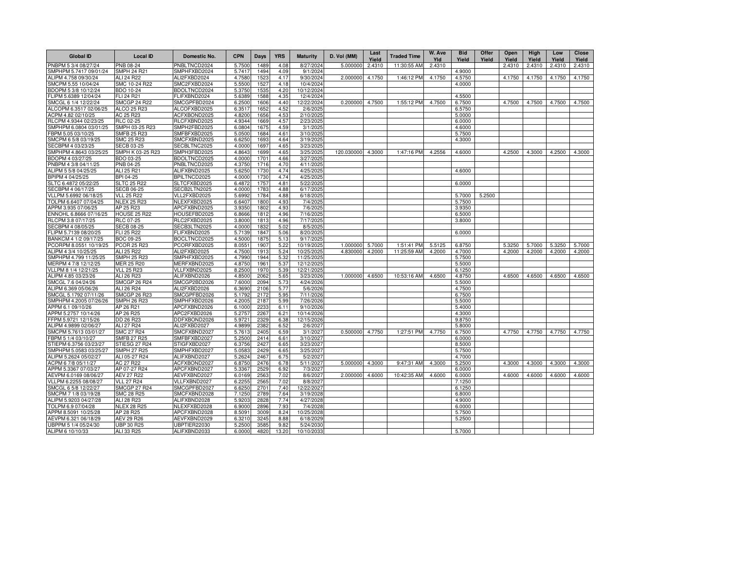| Global ID | Local ID | Domestic No. | CPN | Days | YRS | Maturity | D. Vol (MM) | Last Yield | Traded Time | W. Ave Yld | Bid Yield | Offer Yield | Open Yield | High Yield | Low Yield | Close Yield |
|---|---|---|---|---|---|---|---|---|---|---|---|---|---|---|---|---|
| PNBPM 5 3/4 08/27/24 | PNB 08-24 | PNBLTNCD2024 | 5.7500 | 1489 | 4.08 | 8/27/2024 | 5.000000 | 2.4310 | 11:30:55 AM | 2.4310 | | | 2.4310 | 2.4310 | 2.4310 | 2.4310 |
| SMPHPM 5.7417 09/01/24 | SMPH 24 R21 | SMPHFXBD2024 | 5.7417 | 1494 | 4.09 | 9/1/2024 | | | | | 4.9000 | | | | | |
| ALIPM 4.758 09/30/24 | ALI 24 R22 | ALI2FXBD2024 | 4.7580 | 1523 | 4.17 | 9/30/2024 | 2.000000 | 4.1750 | 1:46:12 PM | 4.1750 | 4.5750 | | 4.1750 | 4.1750 | 4.1750 | 4.1750 |
| SMCPM 5.55 10/04/24 | SMC 10-24 R22 | SMC2FXBD2024 | 5.5500 | 1527 | 4.18 | 10/4/2024 | | | | | 4.0000 | | | | | |
| BDOPM 5 3/8 10/12/24 | BDO 10-24 | BDOLTNCD2024 | 5.3750 | 1535 | 4.20 | 10/12/2024 | | | | | | | | | | |
| FLIPM 5.6389 12/04/24 | FLI 24 R21 | FLIFXBND2024 | 5.6389 | 1588 | 4.35 | 12/4/2024 | | | | | 4.5500 | | | | | |
| SMCGL 6 1/4 12/22/24 | SMCGP 24 R22 | SMCGPFBD2024 | 6.2500 | 1606 | 4.40 | 12/22/2024 | 0.200000 | 4.7500 | 1:55:12 PM | 4.7500 | 6.7500 | | 4.7500 | 4.7500 | 4.7500 | 4.7500 |
| ALCOPM 6.3517 02/06/25 | ALCO 25 R23 | ALCOFXBD2025 | 6.3517 | 1652 | 4.52 | 2/6/2025 | | | | | 6.5750 | | | | | |
| ACPM 4.82 02/10/25 | AC 25 R23 | ACFXBOND2025 | 4.8200 | 1656 | 4.53 | 2/10/2025 | | | | | 5.0000 | | | | | |
| RLCPM 4.9344 02/23/25 | RLC 02-25 | RLCFXBND2025 | 4.9344 | 1669 | 4.57 | 2/23/2025 | | | | | 6.0000 | | | | | |
| SMPHPM 6.0804 03/01/25 | SMPH 03-25 R23 | SMPH2FBD2025 | 6.0804 | 1675 | 4.59 | 3/1/2025 | | | | | 4.6000 | | | | | |
| FBPM 5.05 03/10/25 | SMFB 25 R23 | SMFBFXBD2025 | 5.0500 | 1684 | 4.61 | 3/10/2025 | | | | | 5.7500 | | | | | |
| SMCPM 6 5/8 03/19/25 | SMC 25 R23 | SMCFXBND2025 | 6.6250 | 1693 | 4.64 | 3/19/2025 | | | | | 4.3000 | | | | | |
| SECBPM 4 03/23/25 | SECB 03-25 | SECBLTNC2025 | 4.0000 | 1697 | 4.65 | 3/23/2025 | | | | | | | | | | |
| SMPHPM 4.8643 03/25/25 | SMPH K 03-25 R23 | SMPH3FBD2025 | 4.8643 | 1699 | 4.65 | 3/25/2025 | 120.030000 | 4.3000 | 1:47:16 PM | 4.2556 | 4.6000 | | 4.2500 | 4.3000 | 4.2500 | 4.3000 |
| BDOPM 4 03/27/25 | BDO 03-25 | BDOLTNCD2025 | 4.0000 | 1701 | 4.66 | 3/27/2025 | | | | | | | | | | |
| PNBPM 4 3/8 04/11/25 | PNB 04-25 | PNBLTNCD2025 | 4.3750 | 1716 | 4.70 | 4/11/2025 | | | | | | | | | | |
| ALIPM 5 5/8 04/25/25 | ALI 25 R21 | ALIFXBND2025 | 5.6250 | 1730 | 4.74 | 4/25/2025 | | | | | 4.6000 | | | | | |
| BPIPM 4 04/25/25 | BPI 04-25 | BPILTNCD2025 | 4.0000 | 1730 | 4.74 | 4/25/2025 | | | | | | | | | | |
| SLTC 6.4872 05/22/25 | SLTC 25 R22 | SLTCFXBD2025 | 6.4872 | 1757 | 4.81 | 5/22/2025 | | | | | 6.0000 | | | | | |
| SECBPM 4 06/17/25 | SECB 06-25 | SECB2LTN2025 | 4.0000 | 1783 | 4.88 | 6/17/2025 | | | | | | | | | | |
| VLLPM 5.6992 06/18/25 | VLL 25 R22 | VLL2FXBD2025 | 5.6992 | 1784 | 4.88 | 6/18/2025 | | | | | 5.7000 | 5.2500 | | | | |
| TOLPM 6.6407 07/04/25 | NLEX 25 R23 | NLEXFXBD2025 | 6.6407 | 1800 | 4.93 | 7/4/2025 | | | | | 5.7500 | | | | | |
| APPM 3.935 07/06/25 | AP 25 R23 | APCFXBND2025 | 3.9350 | 1802 | 4.93 | 7/6/2025 | | | | | 3.9350 | | | | | |
| ENNOHL 6.8666 07/16/25 | HOUSE 25 R22 | HOUSEFBD2025 | 6.8666 | 1812 | 4.96 | 7/16/2025 | | | | | 6.5000 | | | | | |
| RLCPM 3.8 07/17/25 | RLC 07-25 | RLC2FXBD2025 | 3.8000 | 1813 | 4.96 | 7/17/2025 | | | | | 3.8000 | | | | | |
| SECBPM 4 08/05/25 | SECB 08-25 | SECB3LTN2025 | 4.0000 | 1832 | 5.02 | 8/5/2025 | | | | | | | | | | |
| FLIPM 5.7139 08/20/25 | FLI 25 R22 | FLIFXBND2025 | 5.7139 | 1847 | 5.06 | 8/20/2025 | | | | | 6.0000 | | | | | |
| BANKCM 4 1/2 09/17/25 | BOC 09-25 | BOCLTNCD2025 | 4.5000 | 1875 | 5.13 | 9/17/2025 | | | | | | | | | | |
| PCORPM 8.0551 10/19/25 | PCOR 25 R23 | PCORFXBD2025 | 8.0551 | 1907 | 5.22 | 10/19/2025 | 1.000000 | 5.7000 | 1:51:41 PM | 5.5125 | 6.8750 | | 5.3250 | 5.7000 | 5.3250 | 5.7000 |
| ALIPM 4 3/4 10/25/25 | ALI 25 R22 | ALI2FXBD2025 | 4.7500 | 1913 | 5.24 | 10/25/2025 | 4.830000 | 4.2000 | 11:25:59 AM | 4.2000 | 4.7000 | | 4.2000 | 4.2000 | 4.2000 | 4.2000 |
| SMPHPM 4.799 11/25/25 | SMPH 25 R23 | SMPHFXBD2025 | 4.7990 | 1944 | 5.32 | 11/25/2025 | | | | | 5.7500 | | | | | |
| MERPM 4 7/8 12/12/25 | MER 25 R20 | MERFXBND2025 | 4.8750 | 1961 | 5.37 | 12/12/2025 | | | | | 5.5000 | | | | | |
| VLLPM 8 1/4 12/21/25 | VLL 25 R23 | VLLFXBND2025 | 8.2500 | 1970 | 5.39 | 12/21/2025 | | | | | 6.1250 | | | | | |
| ALIPM 4.85 03/23/26 | ALI 26 R23 | ALIFXBND2026 | 4.8500 | 2062 | 5.65 | 3/23/2026 | 1.000000 | 4.6500 | 10:53:16 AM | 4.6500 | 4.8750 | | 4.6500 | 4.6500 | 4.6500 | 4.6500 |
| SMCGL 7.6 04/24/26 | SMCGP 26 R24 | SMCGP2BD2026 | 7.6000 | 2094 | 5.73 | 4/24/2026 | | | | | 5.5000 | | | | | |
| ALIPM 6.369 05/06/26 | ALI 26 R24 | ALI2FXBD2026 | 6.3690 | 2106 | 5.77 | 5/6/2026 | | | | | 4.7500 | | | | | |
| SMCGL 5.1792 07/11/26 | SMCGP 26 R23 | SMCGPFBD2026 | 5.1792 | 2172 | 5.95 | 7/11/2026 | | | | | 6.7500 | | | | | |
| SMPHPM 4.2005 07/26/26 | SMPH 26 R23 | SMPHFXBD2026 | 4.2005 | 2187 | 5.99 | 7/26/2026 | | | | | 5.5000 | | | | | |
| APPM 6.1 09/10/26 | AP 26 R21 | APCFXBND2026 | 6.1000 | 2233 | 6.11 | 9/10/2026 | | | | | 5.4000 | | | | | |
| APPM 5.2757 10/14/26 | AP 26 R25 | APC2FXBD2026 | 5.2757 | 2267 | 6.21 | 10/14/2026 | | | | | 4.3000 | | | | | |
| FFPM 5.9721 12/15/26 | DD 26 R23 | DDFXBOND2026 | 5.9721 | 2329 | 6.38 | 12/15/2026 | | | | | 9.8750 | | | | | |
| ALIPM 4.9899 02/06/27 | ALI 27 R24 | ALI2FXBD2027 | 4.9899 | 2382 | 6.52 | 2/6/2027 | | | | | 5.8000 | | | | | |
| SMCPM 5.7613 03/01/27 | SMC 27 R24 | SMCFXBND2027 | 5.7613 | 2405 | 6.59 | 3/1/2027 | 0.500000 | 4.7750 | 1:27:51 PM | 4.7750 | 6.7500 | | 4.7750 | 4.7750 | 4.7750 | 4.7750 |
| FBPM 5 1/4 03/10/27 | SMFB 27 R25 | SMFBFXBD2027 | 5.2500 | 2414 | 6.61 | 3/10/2027 | | | | | 6.0000 | | | | | |
| STIEPM 6.3756 03/23/27 | STIESG 27 R24 | STIGFXBD2027 | 6.3756 | 2427 | 6.65 | 3/23/2027 | | | | | 8.5000 | | | | | |
| SMPHPM 5.0583 03/25/27 | SMPH 27 R25 | SMPHFXBD2027 | 5.0583 | 2429 | 6.65 | 3/25/2027 | | | | | 5.7500 | | | | | |
| ALIPM 5.2624 05/02/27 | ALI 05-27 R24 | ALIFXBND2027 | 5.2624 | 2467 | 6.75 | 5/2/2027 | | | | | 4.7000 | | | | | |
| ACPM 6 7/8 05/11/27 | AC 27 R22 | ACFXBOND2027 | 6.8750 | 2476 | 6.78 | 5/11/2027 | 5.000000 | 4.3000 | 9:47:31 AM | 4.3000 | 5.2500 | | 4.3000 | 4.3000 | 4.3000 | 4.3000 |
| APPM 5.3367 07/03/27 | AP 07-27 R24 | APCFXBND2027 | 5.3367 | 2529 | 6.92 | 7/3/2027 | | | | | 6.0000 | | | | | |
| AEVPM 6.0169 08/06/27 | AEV 27 R22 | AEVFXBND2027 | 6.0169 | 2563 | 7.02 | 8/6/2027 | 2.000000 | 4.6000 | 10:42:35 AM | 4.6000 | 6.0000 | | 4.6000 | 4.6000 | 4.6000 | 4.6000 |
| VLLPM 6.2255 08/08/27 | VLL 27 R24 | VLLFXBND2027 | 6.2255 | 2565 | 7.02 | 8/8/2027 | | | | | 7.1250 | | | | | |
| SMCGL 6 5/8 12/22/27 | SMCGP 27 R24 | SMCGPFBD2027 | 6.6250 | 2701 | 7.40 | 12/22/2027 | | | | | 6.1250 | | | | | |
| SMCPM 7 1/8 03/19/28 | SMC 28 R25 | SMCFXBND2028 | 7.1250 | 2789 | 7.64 | 3/19/2028 | | | | | 6.8000 | | | | | |
| ALIPM 5.9203 04/27/28 | ALI 28 R23 | ALIFXBND2028 | 5.9203 | 2828 | 7.74 | 4/27/2028 | | | | | 4.9000 | | | | | |
| TOLPM 6.9 07/04/28 | NLEX 28 R25 | NLEXFXBD2028 | 6.9000 | 2896 | 7.93 | 7/4/2028 | | | | | 6.0000 | | | | | |
| APPM 8.5091 10/25/28 | AP 28 R25 | APCFXBND2028 | 8.5091 | 3009 | 8.24 | 10/25/2028 | | | | | 5.7500 | | | | | |
| AEVPM 6.321 06/18/29 | AEV 29 R26 | AEVFXBND2029 | 6.3210 | 3245 | 8.88 | 6/18/2029 | | | | | 5.2500 | | | | | |
| UBPPM 5 1/4 05/24/30 | UBP 30 R25 | UBPTIER22030 | 5.2500 | 3585 | 9.82 | 5/24/2030 | | | | | | | | | | |
| ALIPM 6 10/10/33 | ALI 33 R25 | ALIFXBND2033 | 6.0000 | 4820 | 13.20 | 10/10/2033 | | | | | 5.7000 | | | | | |